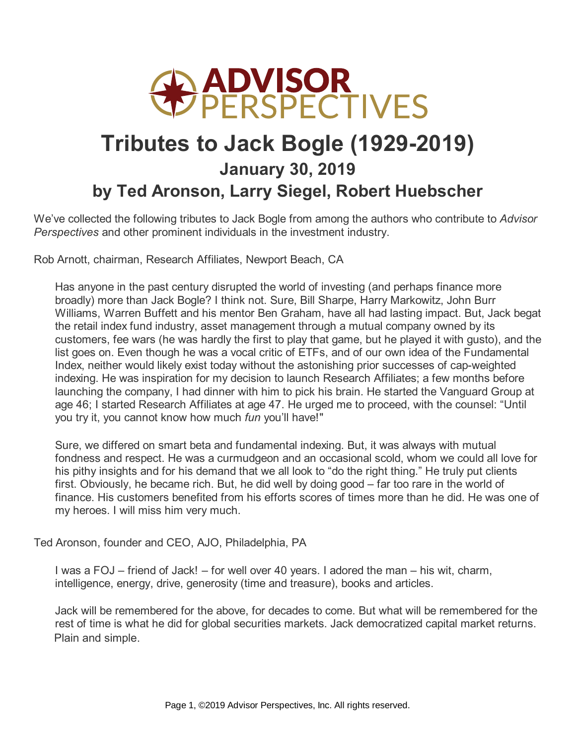# Tributes to Jack Bogle (1929-2019)

## January 30, 2019

## by Ted Aronson, Larry Siegel, Robert Huebscher

We've collected the following tributes to Jack Bogle from among the authors who contribute to *Advisor Perspectives* and other prominent individuals in the investment industry.

Rob Arnott, chairman, Research Affiliates, Newport Beach, CA

> Has anyone in the past century disrupted the world of investing (and perhaps finance more broadly) more than Jack Bogle? I think not. Sure, Bill Sharpe, Harry Markowitz, John Burr Williams, Warren Buffett and his mentor Ben Graham, have all had lasting impact. But, Jack begat the retail index fund industry, asset management through a mutual company owned by its customers, fee wars (he was hardly the first to play that game, but he played it with gusto), and the list goes on. Even though he was a vocal critic of ETFs, and of our own idea of the Fundamental Index, neither would likely exist today without the astonishing prior successes of cap-weighted indexing. He was inspiration for my decision to launch Research Affiliates; a few months before launching the company, I had dinner with him to pick his brain. He started the Vanguard Group at age 46; I started Research Affiliates at age 47. He urged me to proceed, with the counsel: "Until you try it, you cannot know how much *fun* you'll have!"
>
> Sure, we differed on smart beta and fundamental indexing. But, it was always with mutual fondness and respect. He was a curmudgeon and an occasional scold, whom we could all love for his pithy insights and for his demand that we all look to "do the right thing." He truly put clients first. Obviously, he became rich. But, he did well by doing good – far too rare in the world of finance. His customers benefited from his efforts scores of times more than he did. He was one of my heroes. I will miss him very much.

Ted Aronson, founder and CEO, AJO, Philadelphia, PA

> I was a FOJ – friend of Jack! – for well over 40 years. I adored the man – his wit, charm, intelligence, energy, drive, generosity (time and treasure), books and articles.
>
> Jack will be remembered for the above, for decades to come. But what will be remembered for the rest of time is what he did for global securities markets. Jack democratized capital market returns. Plain and simple.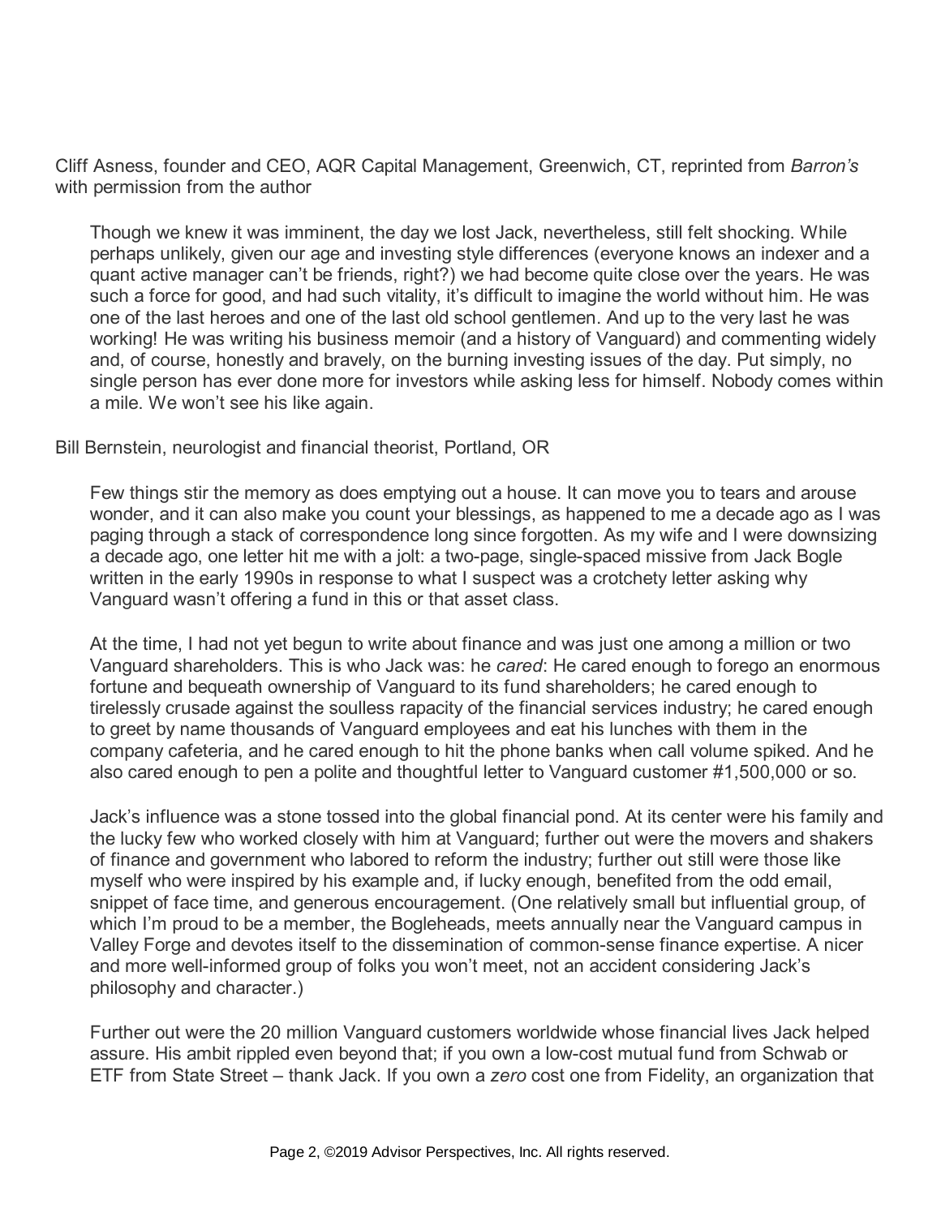Cliff Asness, founder and CEO, AQR Capital Management, Greenwich, CT, reprinted from *Barron's* with permission from the author

> Though we knew it was imminent, the day we lost Jack, nevertheless, still felt shocking. While perhaps unlikely, given our age and investing style differences (everyone knows an indexer and a quant active manager can't be friends, right?) we had become quite close over the years. He was such a force for good, and had such vitality, it's difficult to imagine the world without him. He was one of the last heroes and one of the last old school gentlemen. And up to the very last he was working! He was writing his business memoir (and a history of Vanguard) and commenting widely and, of course, honestly and bravely, on the burning investing issues of the day. Put simply, no single person has ever done more for investors while asking less for himself. Nobody comes within a mile. We won't see his like again.

Bill Bernstein, neurologist and financial theorist, Portland, OR

> Few things stir the memory as does emptying out a house. It can move you to tears and arouse wonder, and it can also make you count your blessings, as happened to me a decade ago as I was paging through a stack of correspondence long since forgotten. As my wife and I were downsizing a decade ago, one letter hit me with a jolt: a two-page, single-spaced missive from Jack Bogle written in the early 1990s in response to what I suspect was a crotchety letter asking why Vanguard wasn't offering a fund in this or that asset class.
>
> At the time, I had not yet begun to write about finance and was just one among a million or two Vanguard shareholders. This is who Jack was: he *cared*: He cared enough to forego an enormous fortune and bequeath ownership of Vanguard to its fund shareholders; he cared enough to tirelessly crusade against the soulless rapacity of the financial services industry; he cared enough to greet by name thousands of Vanguard employees and eat his lunches with them in the company cafeteria, and he cared enough to hit the phone banks when call volume spiked. And he also cared enough to pen a polite and thoughtful letter to Vanguard customer #1,500,000 or so.
>
> Jack's influence was a stone tossed into the global financial pond. At its center were his family and the lucky few who worked closely with him at Vanguard; further out were the movers and shakers of finance and government who labored to reform the industry; further out still were those like myself who were inspired by his example and, if lucky enough, benefited from the odd email, snippet of face time, and generous encouragement. (One relatively small but influential group, of which I'm proud to be a member, the Bogleheads, meets annually near the Vanguard campus in Valley Forge and devotes itself to the dissemination of common-sense finance expertise. A nicer and more well-informed group of folks you won't meet, not an accident considering Jack's philosophy and character.)
>
> Further out were the 20 million Vanguard customers worldwide whose financial lives Jack helped assure. His ambit rippled even beyond that; if you own a low-cost mutual fund from Schwab or ETF from State Street – thank Jack. If you own a *zero* cost one from Fidelity, an organization that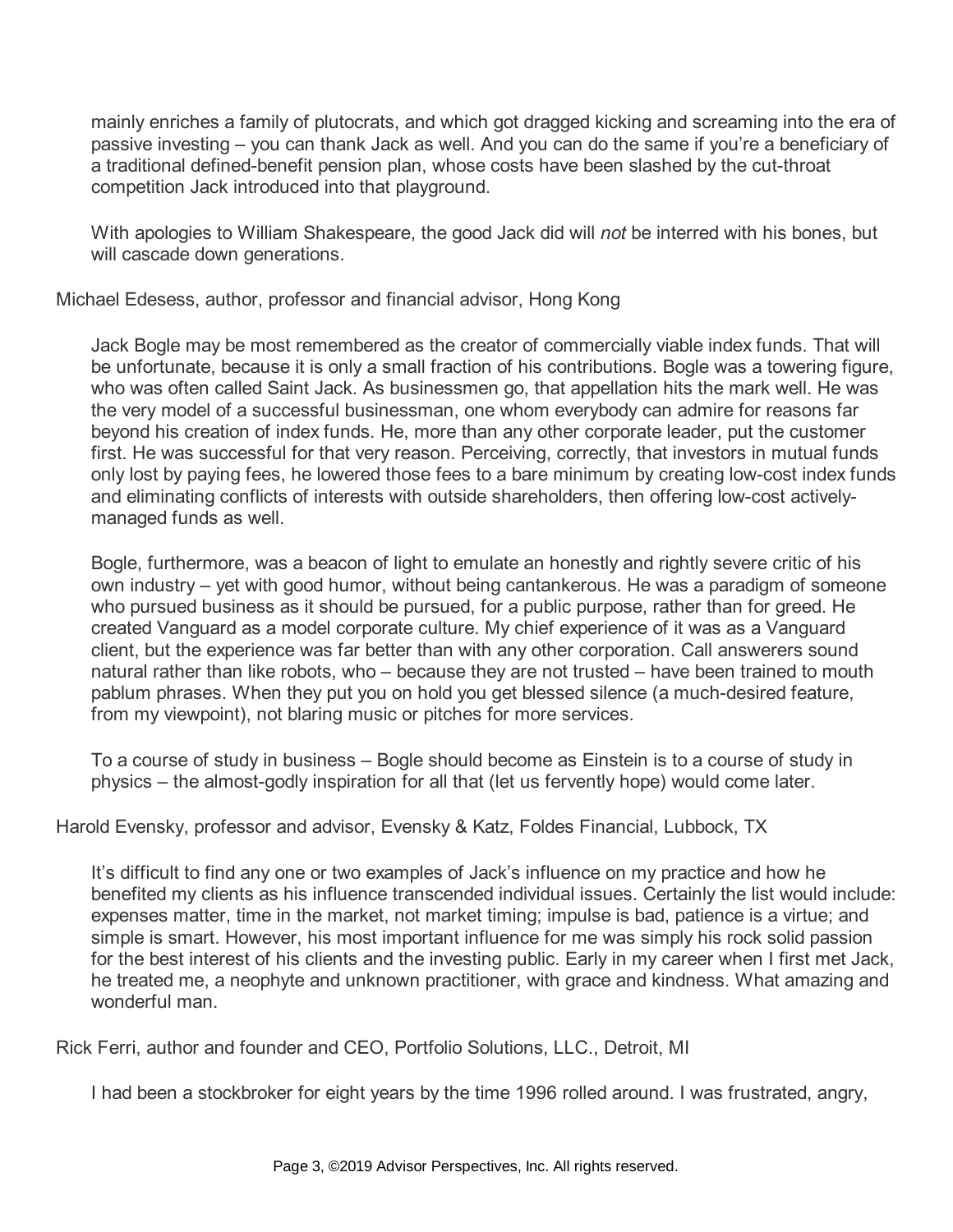mainly enriches a family of plutocrats, and which got dragged kicking and screaming into the era of passive investing – you can thank Jack as well. And you can do the same if you're a beneficiary of a traditional defined-benefit pension plan, whose costs have been slashed by the cut-throat competition Jack introduced into that playground.

With apologies to William Shakespeare, the good Jack did will *not* be interred with his bones, but will cascade down generations.

Michael Edesess, author, professor and financial advisor, Hong Kong

Jack Bogle may be most remembered as the creator of commercially viable index funds. That will be unfortunate, because it is only a small fraction of his contributions. Bogle was a towering figure, who was often called Saint Jack. As businessmen go, that appellation hits the mark well. He was the very model of a successful businessman, one whom everybody can admire for reasons far beyond his creation of index funds. He, more than any other corporate leader, put the customer first. He was successful for that very reason. Perceiving, correctly, that investors in mutual funds only lost by paying fees, he lowered those fees to a bare minimum by creating low-cost index funds and eliminating conflicts of interests with outside shareholders, then offering low-cost actively-managed funds as well.

Bogle, furthermore, was a beacon of light to emulate an honestly and rightly severe critic of his own industry – yet with good humor, without being cantankerous. He was a paradigm of someone who pursued business as it should be pursued, for a public purpose, rather than for greed. He created Vanguard as a model corporate culture. My chief experience of it was as a Vanguard client, but the experience was far better than with any other corporation. Call answerers sound natural rather than like robots, who – because they are not trusted – have been trained to mouth pablum phrases. When they put you on hold you get blessed silence (a much-desired feature, from my viewpoint), not blaring music or pitches for more services.

To a course of study in business – Bogle should become as Einstein is to a course of study in physics – the almost-godly inspiration for all that (let us fervently hope) would come later.

Harold Evensky, professor and advisor, Evensky & Katz, Foldes Financial, Lubbock, TX

It's difficult to find any one or two examples of Jack's influence on my practice and how he benefited my clients as his influence transcended individual issues. Certainly the list would include: expenses matter, time in the market, not market timing; impulse is bad, patience is a virtue; and simple is smart. However, his most important influence for me was simply his rock solid passion for the best interest of his clients and the investing public. Early in my career when I first met Jack, he treated me, a neophyte and unknown practitioner, with grace and kindness. What amazing and wonderful man.

Rick Ferri, author and founder and CEO, Portfolio Solutions, LLC., Detroit, MI

I had been a stockbroker for eight years by the time 1996 rolled around. I was frustrated, angry,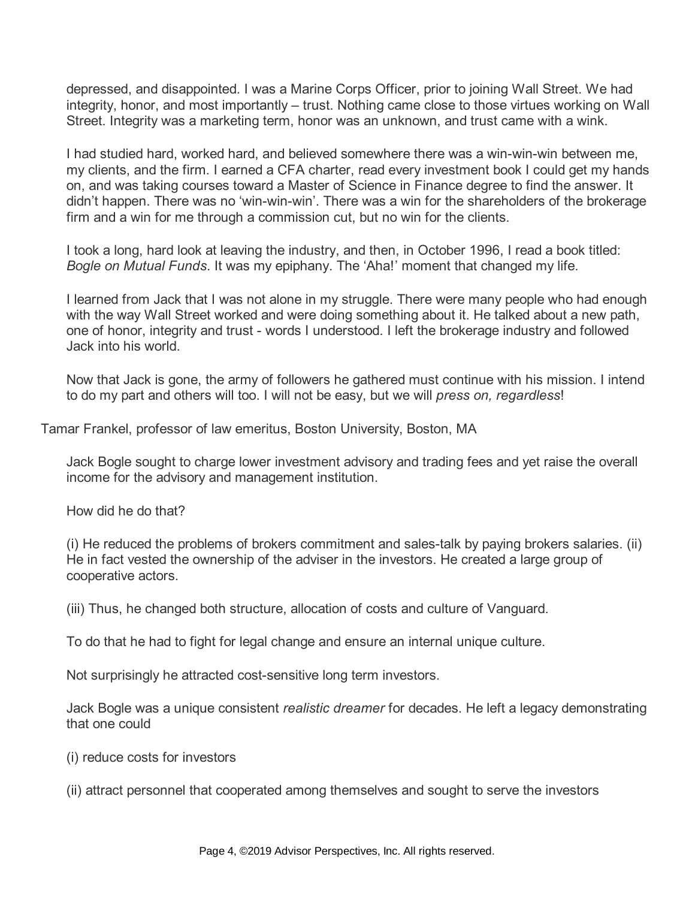depressed, and disappointed. I was a Marine Corps Officer, prior to joining Wall Street. We had integrity, honor, and most importantly – trust. Nothing came close to those virtues working on Wall Street. Integrity was a marketing term, honor was an unknown, and trust came with a wink.

I had studied hard, worked hard, and believed somewhere there was a win-win-win between me, my clients, and the firm. I earned a CFA charter, read every investment book I could get my hands on, and was taking courses toward a Master of Science in Finance degree to find the answer. It didn't happen. There was no 'win-win-win'. There was a win for the shareholders of the brokerage firm and a win for me through a commission cut, but no win for the clients.

I took a long, hard look at leaving the industry, and then, in October 1996, I read a book titled: *Bogle on Mutual Funds*. It was my epiphany. The 'Aha!' moment that changed my life.

I learned from Jack that I was not alone in my struggle. There were many people who had enough with the way Wall Street worked and were doing something about it. He talked about a new path, one of honor, integrity and trust - words I understood. I left the brokerage industry and followed Jack into his world.

Now that Jack is gone, the army of followers he gathered must continue with his mission. I intend to do my part and others will too. I will not be easy, but we will *press on, regardless*!

Tamar Frankel, professor of law emeritus, Boston University, Boston, MA

Jack Bogle sought to charge lower investment advisory and trading fees and yet raise the overall income for the advisory and management institution.

How did he do that?

(i) He reduced the problems of brokers commitment and sales-talk by paying brokers salaries. (ii) He in fact vested the ownership of the adviser in the investors. He created a large group of cooperative actors.

(iii) Thus, he changed both structure, allocation of costs and culture of Vanguard.

To do that he had to fight for legal change and ensure an internal unique culture.

Not surprisingly he attracted cost-sensitive long term investors.

Jack Bogle was a unique consistent *realistic dreamer* for decades. He left a legacy demonstrating that one could

(i) reduce costs for investors

(ii) attract personnel that cooperated among themselves and sought to serve the investors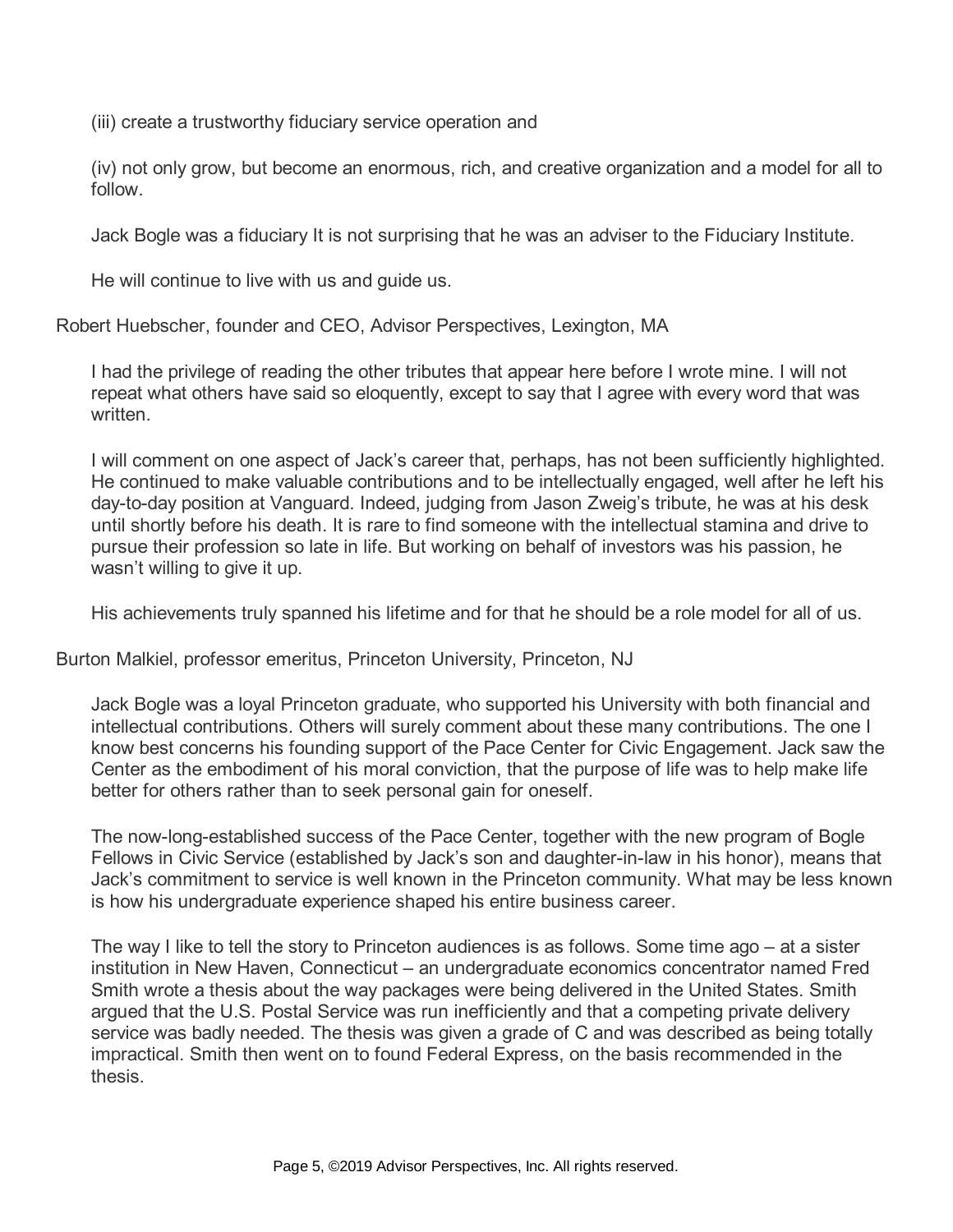(iii) create a trustworthy fiduciary service operation and

(iv) not only grow, but become an enormous, rich, and creative organization and a model for all to follow.

Jack Bogle was a fiduciary It is not surprising that he was an adviser to the Fiduciary Institute.

He will continue to live with us and guide us.

Robert Huebscher, founder and CEO, Advisor Perspectives, Lexington, MA

I had the privilege of reading the other tributes that appear here before I wrote mine. I will not repeat what others have said so eloquently, except to say that I agree with every word that was written.

I will comment on one aspect of Jack's career that, perhaps, has not been sufficiently highlighted. He continued to make valuable contributions and to be intellectually engaged, well after he left his day-to-day position at Vanguard. Indeed, judging from Jason Zweig's tribute, he was at his desk until shortly before his death. It is rare to find someone with the intellectual stamina and drive to pursue their profession so late in life. But working on behalf of investors was his passion, he wasn't willing to give it up.

His achievements truly spanned his lifetime and for that he should be a role model for all of us.

Burton Malkiel, professor emeritus, Princeton University, Princeton, NJ

Jack Bogle was a loyal Princeton graduate, who supported his University with both financial and intellectual contributions. Others will surely comment about these many contributions. The one I know best concerns his founding support of the Pace Center for Civic Engagement. Jack saw the Center as the embodiment of his moral conviction, that the purpose of life was to help make life better for others rather than to seek personal gain for oneself.

The now-long-established success of the Pace Center, together with the new program of Bogle Fellows in Civic Service (established by Jack's son and daughter-in-law in his honor), means that Jack's commitment to service is well known in the Princeton community. What may be less known is how his undergraduate experience shaped his entire business career.

The way I like to tell the story to Princeton audiences is as follows. Some time ago – at a sister institution in New Haven, Connecticut – an undergraduate economics concentrator named Fred Smith wrote a thesis about the way packages were being delivered in the United States. Smith argued that the U.S. Postal Service was run inefficiently and that a competing private delivery service was badly needed. The thesis was given a grade of C and was described as being totally impractical. Smith then went on to found Federal Express, on the basis recommended in the thesis.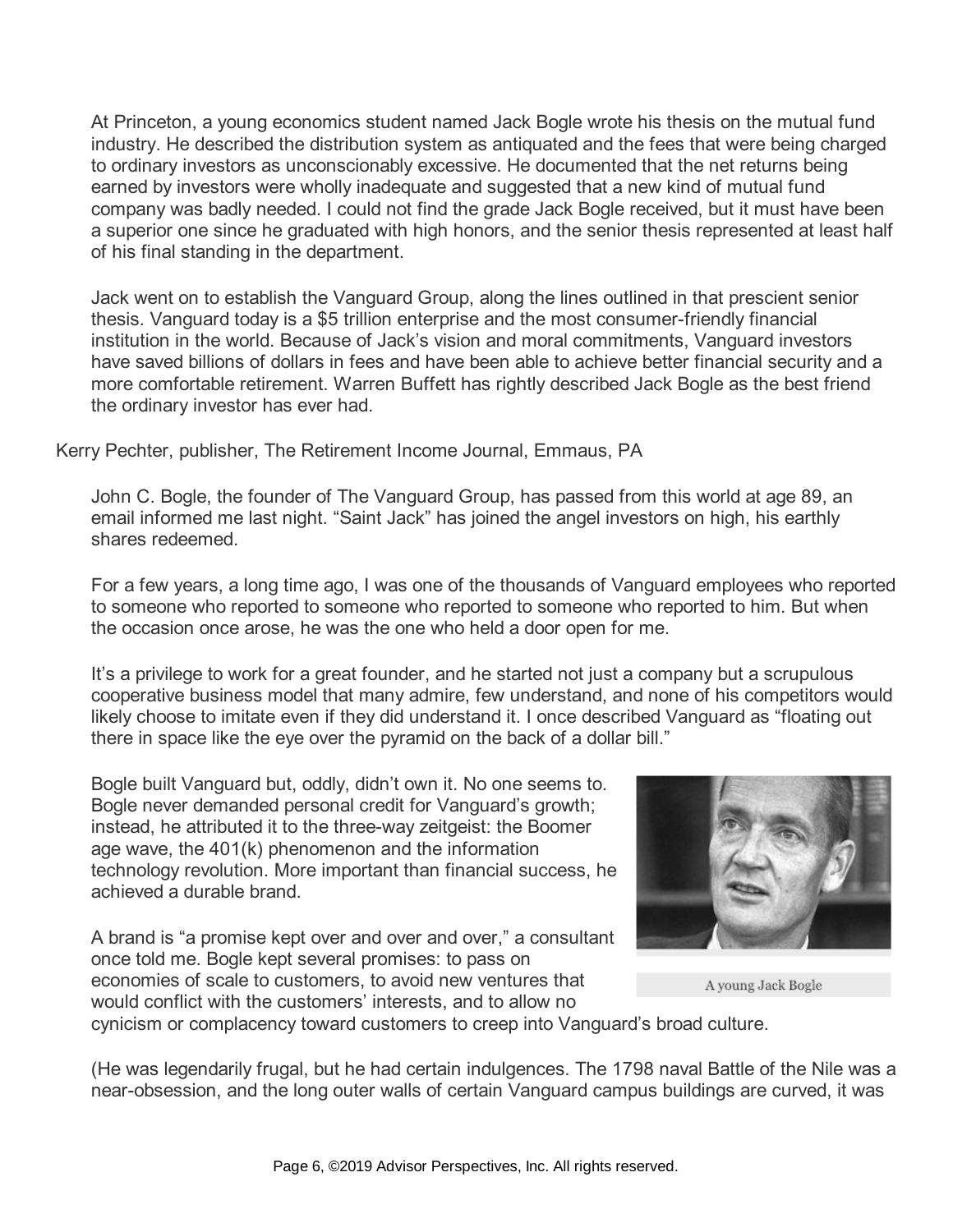At Princeton, a young economics student named Jack Bogle wrote his thesis on the mutual fund industry. He described the distribution system as antiquated and the fees that were being charged to ordinary investors as unconscionably excessive. He documented that the net returns being earned by investors were wholly inadequate and suggested that a new kind of mutual fund company was badly needed. I could not find the grade Jack Bogle received, but it must have been a superior one since he graduated with high honors, and the senior thesis represented at least half of his final standing in the department.

Jack went on to establish the Vanguard Group, along the lines outlined in that prescient senior thesis. Vanguard today is a $5 trillion enterprise and the most consumer-friendly financial institution in the world. Because of Jack's vision and moral commitments, Vanguard investors have saved billions of dollars in fees and have been able to achieve better financial security and a more comfortable retirement. Warren Buffett has rightly described Jack Bogle as the best friend the ordinary investor has ever had.

Kerry Pechter, publisher, The Retirement Income Journal, Emmaus, PA

John C. Bogle, the founder of The Vanguard Group, has passed from this world at age 89, an email informed me last night. "Saint Jack" has joined the angel investors on high, his earthly shares redeemed.

For a few years, a long time ago, I was one of the thousands of Vanguard employees who reported to someone who reported to someone who reported to someone who reported to him. But when the occasion once arose, he was the one who held a door open for me.

It's a privilege to work for a great founder, and he started not just a company but a scrupulous cooperative business model that many admire, few understand, and none of his competitors would likely choose to imitate even if they did understand it. I once described Vanguard as "floating out there in space like the eye over the pyramid on the back of a dollar bill."

Bogle built Vanguard but, oddly, didn't own it. No one seems to. Bogle never demanded personal credit for Vanguard's growth; instead, he attributed it to the three-way zeitgeist: the Boomer age wave, the 401(k) phenomenon and the information technology revolution. More important than financial success, he achieved a durable brand.

A young Jack Bogle

A brand is "a promise kept over and over and over," a consultant once told me. Bogle kept several promises: to pass on economies of scale to customers, to avoid new ventures that would conflict with the customers' interests, and to allow no cynicism or complacency toward customers to creep into Vanguard's broad culture.

(He was legendarily frugal, but he had certain indulgences. The 1798 naval Battle of the Nile was a near-obsession, and the long outer walls of certain Vanguard campus buildings are curved, it was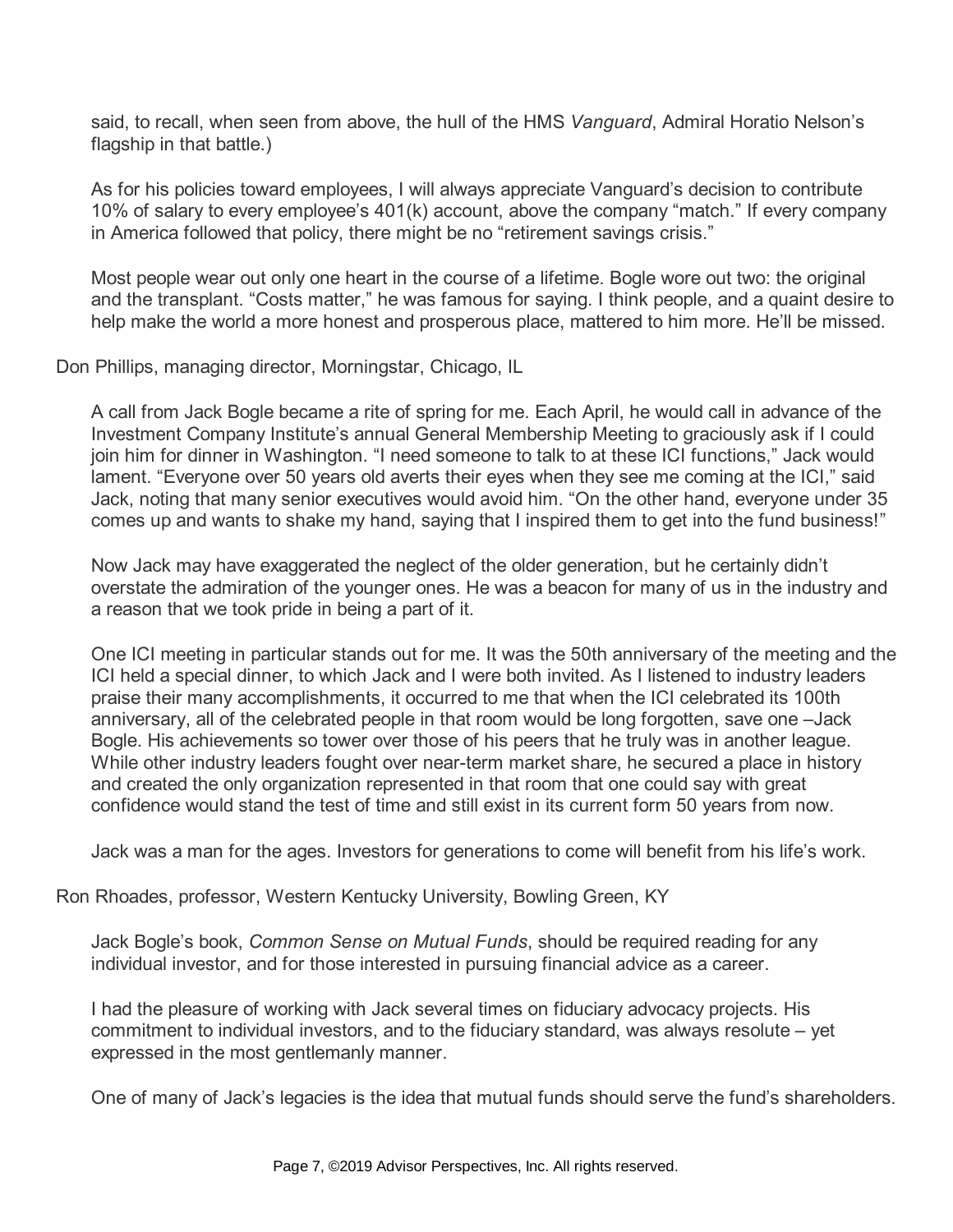said, to recall, when seen from above, the hull of the HMS *Vanguard*, Admiral Horatio Nelson's flagship in that battle.)

As for his policies toward employees, I will always appreciate Vanguard's decision to contribute 10% of salary to every employee's 401(k) account, above the company "match." If every company in America followed that policy, there might be no "retirement savings crisis."

Most people wear out only one heart in the course of a lifetime. Bogle wore out two: the original and the transplant. "Costs matter," he was famous for saying. I think people, and a quaint desire to help make the world a more honest and prosperous place, mattered to him more. He'll be missed.

Don Phillips, managing director, Morningstar, Chicago, IL

A call from Jack Bogle became a rite of spring for me. Each April, he would call in advance of the Investment Company Institute's annual General Membership Meeting to graciously ask if I could join him for dinner in Washington. "I need someone to talk to at these ICI functions," Jack would lament. "Everyone over 50 years old averts their eyes when they see me coming at the ICI," said Jack, noting that many senior executives would avoid him. "On the other hand, everyone under 35 comes up and wants to shake my hand, saying that I inspired them to get into the fund business!"

Now Jack may have exaggerated the neglect of the older generation, but he certainly didn't overstate the admiration of the younger ones. He was a beacon for many of us in the industry and a reason that we took pride in being a part of it.

One ICI meeting in particular stands out for me. It was the 50th anniversary of the meeting and the ICI held a special dinner, to which Jack and I were both invited. As I listened to industry leaders praise their many accomplishments, it occurred to me that when the ICI celebrated its 100th anniversary, all of the celebrated people in that room would be long forgotten, save one –Jack Bogle. His achievements so tower over those of his peers that he truly was in another league. While other industry leaders fought over near-term market share, he secured a place in history and created the only organization represented in that room that one could say with great confidence would stand the test of time and still exist in its current form 50 years from now.

Jack was a man for the ages. Investors for generations to come will benefit from his life's work.

Ron Rhoades, professor, Western Kentucky University, Bowling Green, KY

Jack Bogle's book, *Common Sense on Mutual Funds*, should be required reading for any individual investor, and for those interested in pursuing financial advice as a career.

I had the pleasure of working with Jack several times on fiduciary advocacy projects. His commitment to individual investors, and to the fiduciary standard, was always resolute – yet expressed in the most gentlemanly manner.

One of many of Jack's legacies is the idea that mutual funds should serve the fund's shareholders.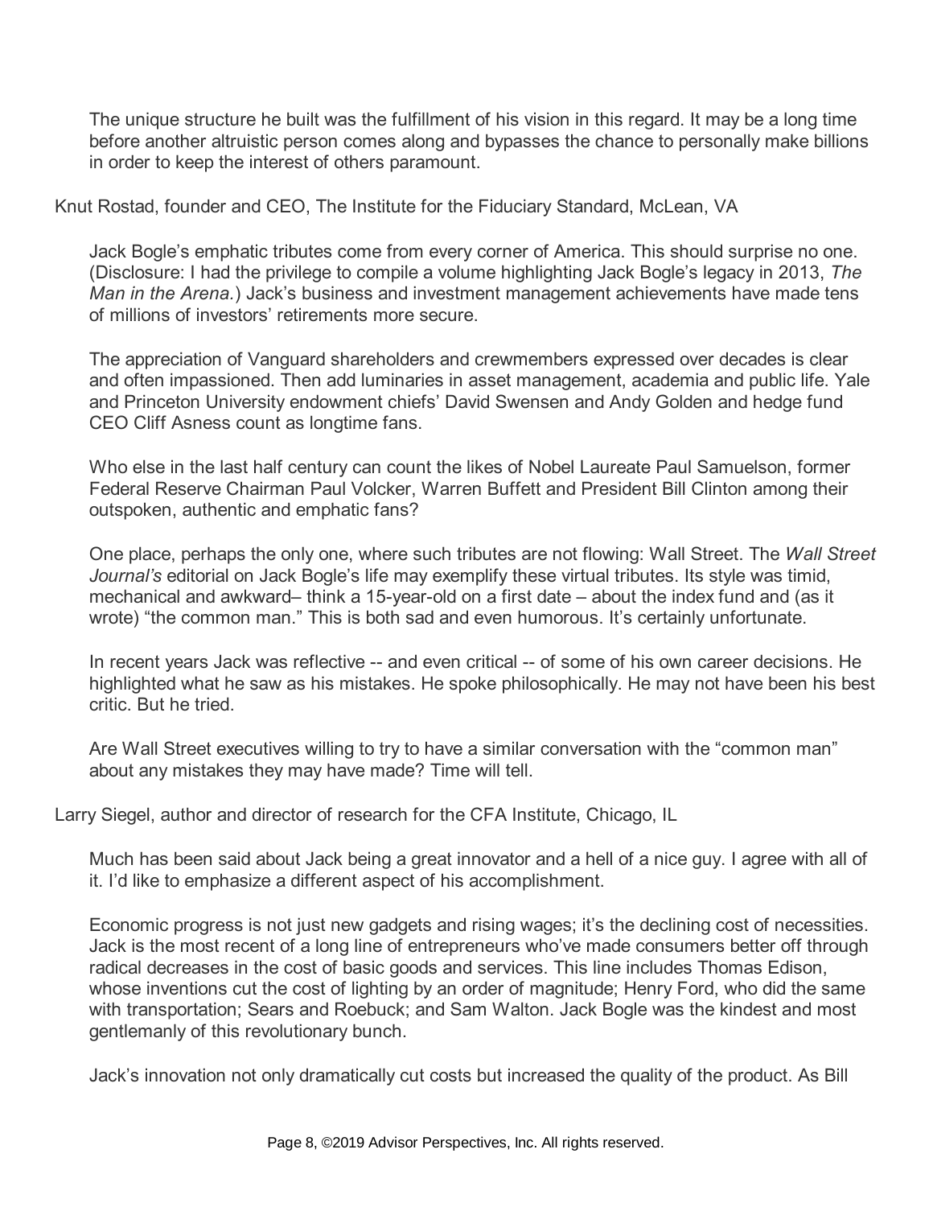The unique structure he built was the fulfillment of his vision in this regard. It may be a long time before another altruistic person comes along and bypasses the chance to personally make billions in order to keep the interest of others paramount.

Knut Rostad, founder and CEO, The Institute for the Fiduciary Standard, McLean, VA

Jack Bogle's emphatic tributes come from every corner of America. This should surprise no one. (Disclosure: I had the privilege to compile a volume highlighting Jack Bogle's legacy in 2013, *The Man in the Arena.*) Jack's business and investment management achievements have made tens of millions of investors' retirements more secure.

The appreciation of Vanguard shareholders and crewmembers expressed over decades is clear and often impassioned. Then add luminaries in asset management, academia and public life. Yale and Princeton University endowment chiefs' David Swensen and Andy Golden and hedge fund CEO Cliff Asness count as longtime fans.

Who else in the last half century can count the likes of Nobel Laureate Paul Samuelson, former Federal Reserve Chairman Paul Volcker, Warren Buffett and President Bill Clinton among their outspoken, authentic and emphatic fans?

One place, perhaps the only one, where such tributes are not flowing: Wall Street. The *Wall Street Journal's* editorial on Jack Bogle's life may exemplify these virtual tributes. Its style was timid, mechanical and awkward– think a 15-year-old on a first date – about the index fund and (as it wrote) "the common man." This is both sad and even humorous. It's certainly unfortunate.

In recent years Jack was reflective -- and even critical -- of some of his own career decisions. He highlighted what he saw as his mistakes. He spoke philosophically. He may not have been his best critic. But he tried.

Are Wall Street executives willing to try to have a similar conversation with the "common man" about any mistakes they may have made? Time will tell.

Larry Siegel, author and director of research for the CFA Institute, Chicago, IL

Much has been said about Jack being a great innovator and a hell of a nice guy. I agree with all of it. I'd like to emphasize a different aspect of his accomplishment.

Economic progress is not just new gadgets and rising wages; it's the declining cost of necessities. Jack is the most recent of a long line of entrepreneurs who've made consumers better off through radical decreases in the cost of basic goods and services. This line includes Thomas Edison, whose inventions cut the cost of lighting by an order of magnitude; Henry Ford, who did the same with transportation; Sears and Roebuck; and Sam Walton. Jack Bogle was the kindest and most gentlemanly of this revolutionary bunch.

Jack's innovation not only dramatically cut costs but increased the quality of the product. As Bill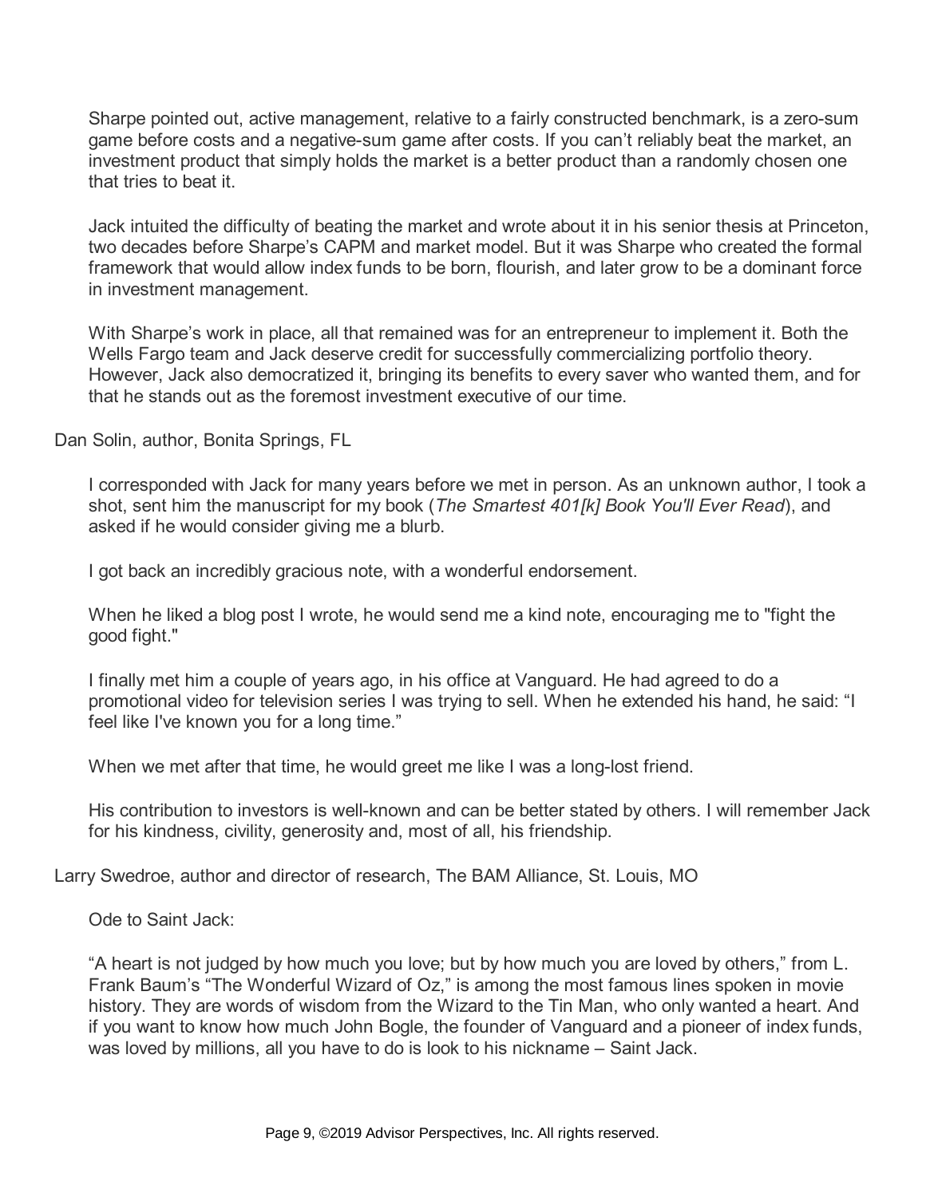Sharpe pointed out, active management, relative to a fairly constructed benchmark, is a zero-sum game before costs and a negative-sum game after costs. If you can't reliably beat the market, an investment product that simply holds the market is a better product than a randomly chosen one that tries to beat it.

Jack intuited the difficulty of beating the market and wrote about it in his senior thesis at Princeton, two decades before Sharpe's CAPM and market model. But it was Sharpe who created the formal framework that would allow index funds to be born, flourish, and later grow to be a dominant force in investment management.

With Sharpe's work in place, all that remained was for an entrepreneur to implement it. Both the Wells Fargo team and Jack deserve credit for successfully commercializing portfolio theory. However, Jack also democratized it, bringing its benefits to every saver who wanted them, and for that he stands out as the foremost investment executive of our time.

Dan Solin, author, Bonita Springs, FL

I corresponded with Jack for many years before we met in person. As an unknown author, I took a shot, sent him the manuscript for my book (*The Smartest 401[k] Book You'll Ever Read*), and asked if he would consider giving me a blurb.

I got back an incredibly gracious note, with a wonderful endorsement.

When he liked a blog post I wrote, he would send me a kind note, encouraging me to "fight the good fight."

I finally met him a couple of years ago, in his office at Vanguard. He had agreed to do a promotional video for television series I was trying to sell. When he extended his hand, he said: "I feel like I've known you for a long time."

When we met after that time, he would greet me like I was a long-lost friend.

His contribution to investors is well-known and can be better stated by others. I will remember Jack for his kindness, civility, generosity and, most of all, his friendship.

Larry Swedroe, author and director of research, The BAM Alliance, St. Louis, MO

Ode to Saint Jack:

"A heart is not judged by how much you love; but by how much you are loved by others," from L. Frank Baum's "The Wonderful Wizard of Oz," is among the most famous lines spoken in movie history. They are words of wisdom from the Wizard to the Tin Man, who only wanted a heart. And if you want to know how much John Bogle, the founder of Vanguard and a pioneer of index funds, was loved by millions, all you have to do is look to his nickname – Saint Jack.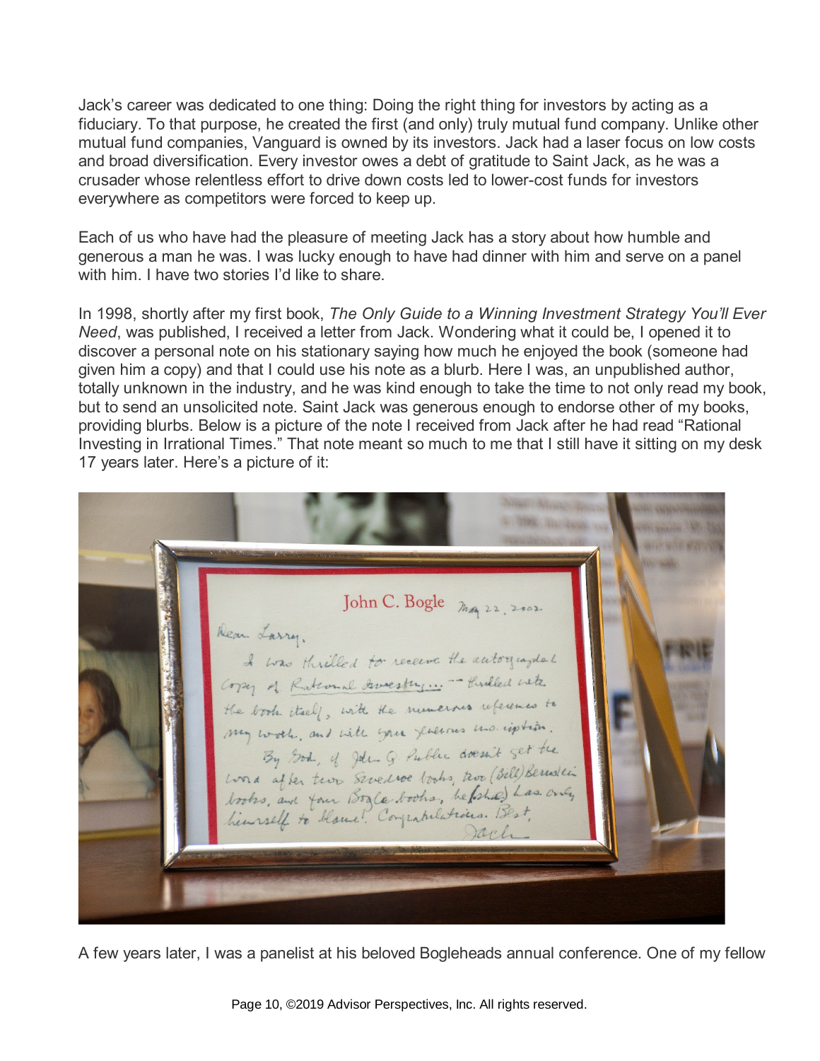Jack's career was dedicated to one thing: Doing the right thing for investors by acting as a fiduciary. To that purpose, he created the first (and only) truly mutual fund company. Unlike other mutual fund companies, Vanguard is owned by its investors. Jack had a laser focus on low costs and broad diversification. Every investor owes a debt of gratitude to Saint Jack, as he was a crusader whose relentless effort to drive down costs led to lower-cost funds for investors everywhere as competitors were forced to keep up.

Each of us who have had the pleasure of meeting Jack has a story about how humble and generous a man he was. I was lucky enough to have had dinner with him and serve on a panel with him. I have two stories I'd like to share.

In 1998, shortly after my first book, *The Only Guide to a Winning Investment Strategy You'll Ever Need*, was published, I received a letter from Jack. Wondering what it could be, I opened it to discover a personal note on his stationary saying how much he enjoyed the book (someone had given him a copy) and that I could use his note as a blurb. Here I was, an unpublished author, totally unknown in the industry, and he was kind enough to take the time to not only read my book, but to send an unsolicited note. Saint Jack was generous enough to endorse other of my books, providing blurbs. Below is a picture of the note I received from Jack after he had read "Rational Investing in Irrational Times." That note meant so much to me that I still have it sitting on my desk 17 years later. Here's a picture of it:

A few years later, I was a panelist at his beloved Bogleheads annual conference. One of my fellow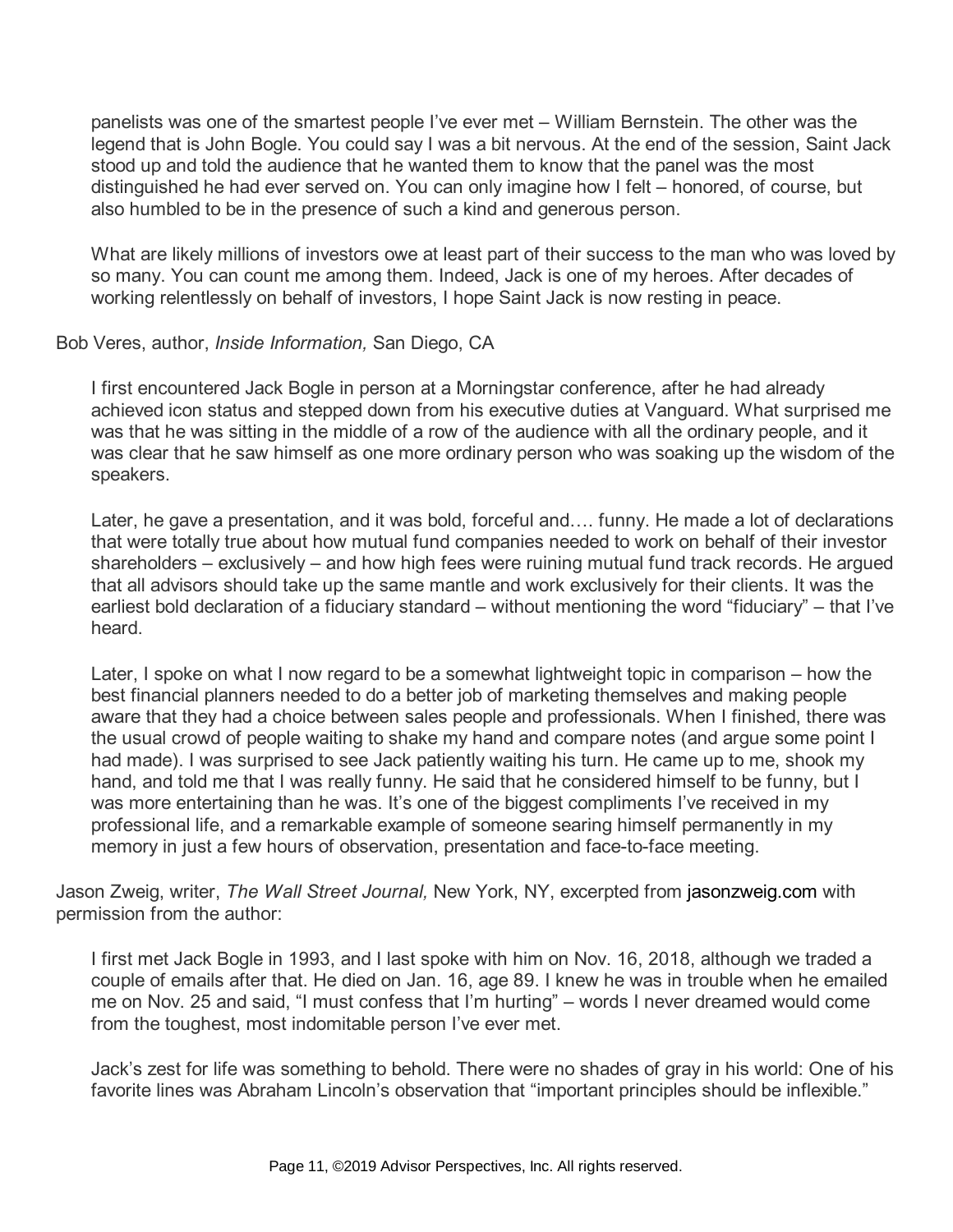panelists was one of the smartest people I've ever met – William Bernstein. The other was the legend that is John Bogle. You could say I was a bit nervous. At the end of the session, Saint Jack stood up and told the audience that he wanted them to know that the panel was the most distinguished he had ever served on. You can only imagine how I felt – honored, of course, but also humbled to be in the presence of such a kind and generous person.

What are likely millions of investors owe at least part of their success to the man who was loved by so many. You can count me among them. Indeed, Jack is one of my heroes. After decades of working relentlessly on behalf of investors, I hope Saint Jack is now resting in peace.

Bob Veres, author, *Inside Information,* San Diego, CA

I first encountered Jack Bogle in person at a Morningstar conference, after he had already achieved icon status and stepped down from his executive duties at Vanguard. What surprised me was that he was sitting in the middle of a row of the audience with all the ordinary people, and it was clear that he saw himself as one more ordinary person who was soaking up the wisdom of the speakers.

Later, he gave a presentation, and it was bold, forceful and…. funny. He made a lot of declarations that were totally true about how mutual fund companies needed to work on behalf of their investor shareholders – exclusively – and how high fees were ruining mutual fund track records. He argued that all advisors should take up the same mantle and work exclusively for their clients. It was the earliest bold declaration of a fiduciary standard – without mentioning the word "fiduciary" – that I've heard.

Later, I spoke on what I now regard to be a somewhat lightweight topic in comparison – how the best financial planners needed to do a better job of marketing themselves and making people aware that they had a choice between sales people and professionals. When I finished, there was the usual crowd of people waiting to shake my hand and compare notes (and argue some point I had made). I was surprised to see Jack patiently waiting his turn. He came up to me, shook my hand, and told me that I was really funny. He said that he considered himself to be funny, but I was more entertaining than he was. It's one of the biggest compliments I've received in my professional life, and a remarkable example of someone searing himself permanently in my memory in just a few hours of observation, presentation and face-to-face meeting.

Jason Zweig, writer, *The Wall Street Journal,* New York, NY, excerpted from jasonzweig.com with permission from the author:

I first met Jack Bogle in 1993, and I last spoke with him on Nov. 16, 2018, although we traded a couple of emails after that. He died on Jan. 16, age 89. I knew he was in trouble when he emailed me on Nov. 25 and said, "I must confess that I'm hurting" – words I never dreamed would come from the toughest, most indomitable person I've ever met.

Jack's zest for life was something to behold. There were no shades of gray in his world: One of his favorite lines was Abraham Lincoln's observation that "important principles should be inflexible."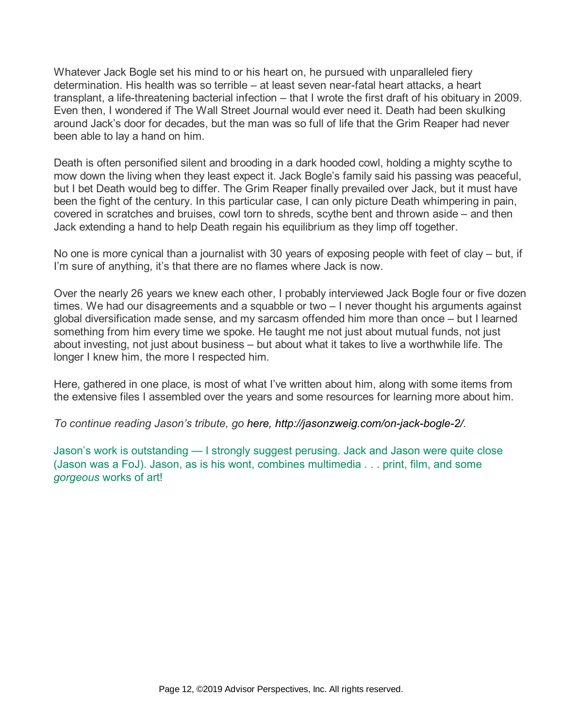Whatever Jack Bogle set his mind to or his heart on, he pursued with unparalleled fiery determination. His health was so terrible – at least seven near-fatal heart attacks, a heart transplant, a life-threatening bacterial infection – that I wrote the first draft of his obituary in 2009. Even then, I wondered if The Wall Street Journal would ever need it. Death had been skulking around Jack's door for decades, but the man was so full of life that the Grim Reaper had never been able to lay a hand on him.

Death is often personified silent and brooding in a dark hooded cowl, holding a mighty scythe to mow down the living when they least expect it. Jack Bogle's family said his passing was peaceful, but I bet Death would beg to differ. The Grim Reaper finally prevailed over Jack, but it must have been the fight of the century. In this particular case, I can only picture Death whimpering in pain, covered in scratches and bruises, cowl torn to shreds, scythe bent and thrown aside – and then Jack extending a hand to help Death regain his equilibrium as they limp off together.

No one is more cynical than a journalist with 30 years of exposing people with feet of clay – but, if I'm sure of anything, it's that there are no flames where Jack is now.

Over the nearly 26 years we knew each other, I probably interviewed Jack Bogle four or five dozen times. We had our disagreements and a squabble or two – I never thought his arguments against global diversification made sense, and my sarcasm offended him more than once – but I learned something from him every time we spoke. He taught me not just about mutual funds, not just about investing, not just about business – but about what it takes to live a worthwhile life. The longer I knew him, the more I respected him.

Here, gathered in one place, is most of what I've written about him, along with some items from the extensive files I assembled over the years and some resources for learning more about him.

*To continue reading Jason's tribute, go here, http://jasonzweig.com/on-jack-bogle-2/.*

Jason's work is outstanding — I strongly suggest perusing. Jack and Jason were quite close (Jason was a FoJ). Jason, as is his wont, combines multimedia . . . print, film, and some *gorgeous* works of art!